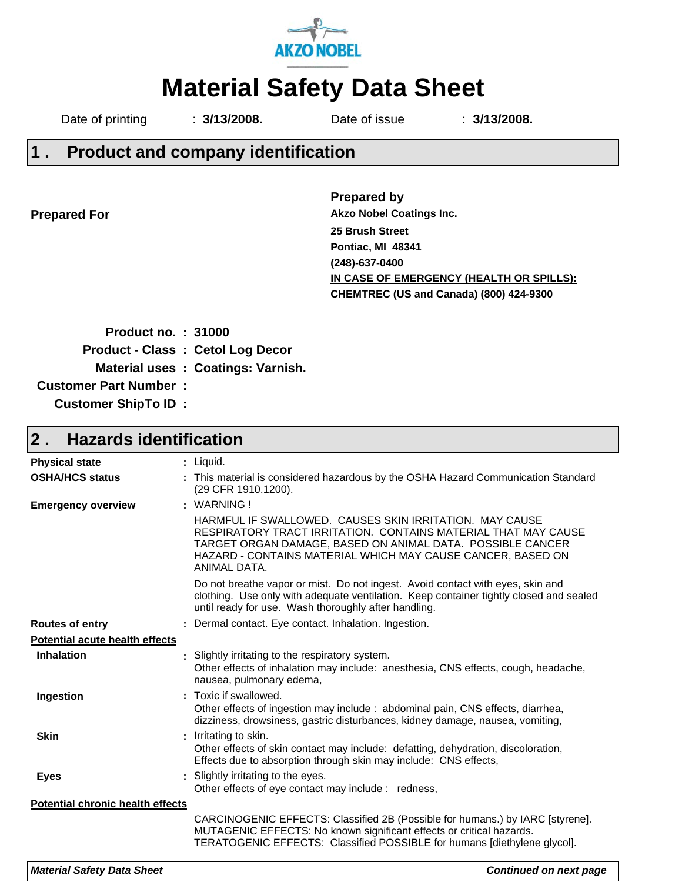AKZO NOBEL

# Material Safety Data Sheet

Date of printing : **3/13/2008.** Date of issue : **3/13/2008.**

## 1 . Product and company identification

**Prepared For**

**Prepared by**
**Akzo Nobel Coatings Inc.**
**25 Brush Street**
**Pontiac, MI 48341**
**(248)-637-0400**
**IN CASE OF EMERGENCY (HEALTH OR SPILLS):**
**CHEMTREC (US and Canada) (800) 424-9300**

**Product no. : 31000**
**Product - Class : Cetol Log Decor**
**Material uses : Coatings: Varnish.**
**Customer Part Number :**
**Customer ShipTo ID :**

## 2 . Hazards identification

**Physical state** : Liquid.

**OSHA/HCS status** : This material is considered hazardous by the OSHA Hazard Communication Standard (29 CFR 1910.1200).

**Emergency overview** : WARNING !

HARMFUL IF SWALLOWED. CAUSES SKIN IRRITATION. MAY CAUSE RESPIRATORY TRACT IRRITATION. CONTAINS MATERIAL THAT MAY CAUSE TARGET ORGAN DAMAGE, BASED ON ANIMAL DATA. POSSIBLE CANCER HAZARD - CONTAINS MATERIAL WHICH MAY CAUSE CANCER, BASED ON ANIMAL DATA.

Do not breathe vapor or mist. Do not ingest. Avoid contact with eyes, skin and clothing. Use only with adequate ventilation. Keep container tightly closed and sealed until ready for use. Wash thoroughly after handling.

**Routes of entry** : Dermal contact. Eye contact. Inhalation. Ingestion.

**Potential acute health effects**

**Inhalation** : Slightly irritating to the respiratory system.
Other effects of inhalation may include: anesthesia, CNS effects, cough, headache, nausea, pulmonary edema,

**Ingestion** : Toxic if swallowed.
Other effects of ingestion may include : abdominal pain, CNS effects, diarrhea, dizziness, drowsiness, gastric disturbances, kidney damage, nausea, vomiting,

**Skin** : Irritating to skin.
Other effects of skin contact may include: defatting, dehydration, discoloration,
Effects due to absorption through skin may include: CNS effects,

**Eyes** : Slightly irritating to the eyes.
Other effects of eye contact may include : redness,

**Potential chronic health effects**

CARCINOGENIC EFFECTS: Classified 2B (Possible for humans.) by IARC [styrene].
MUTAGENIC EFFECTS: No known significant effects or critical hazards.
TERATOGENIC EFFECTS: Classified POSSIBLE for humans [diethylene glycol].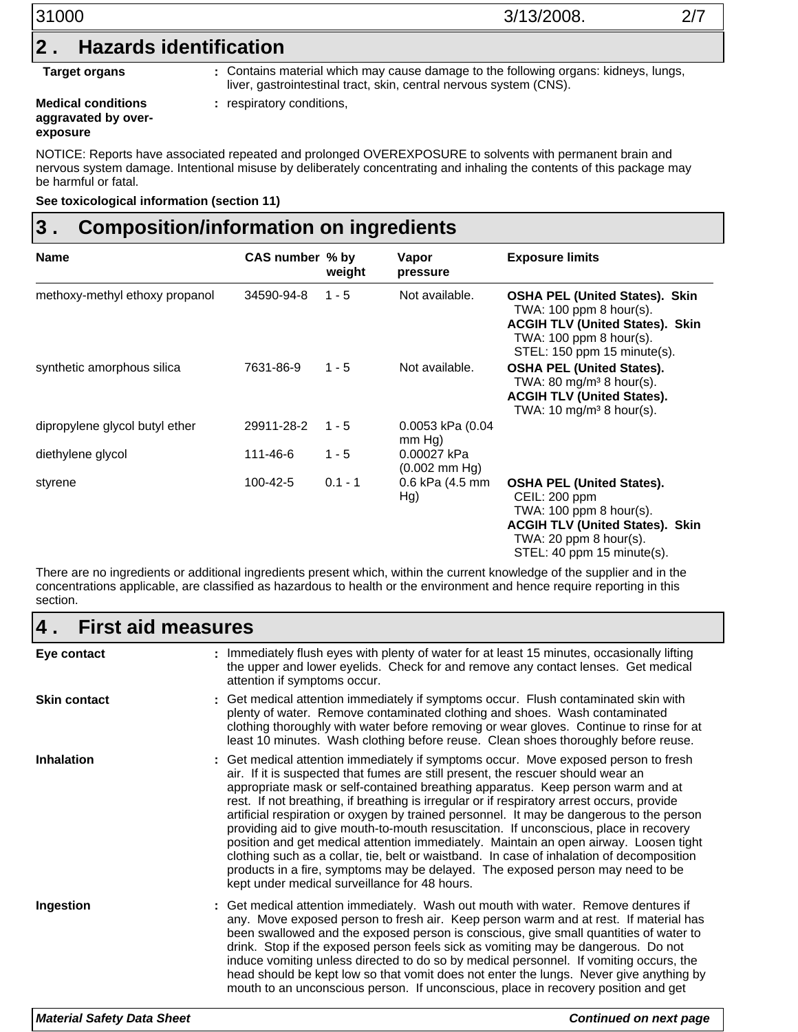## 2 . Hazards identification

**Target organs** : Contains material which may cause damage to the following organs: kidneys, lungs, liver, gastrointestinal tract, skin, central nervous system (CNS).

**Medical conditions aggravated by over-exposure** : respiratory conditions,

NOTICE: Reports have associated repeated and prolonged OVEREXPOSURE to solvents with permanent brain and nervous system damage. Intentional misuse by deliberately concentrating and inhaling the contents of this package may be harmful or fatal.

**See toxicological information (section 11)**

## 3 . Composition/information on ingredients

| Name | CAS number | % by weight | Vapor pressure | Exposure limits |
|---|---|---|---|---|
| methoxy-methyl ethoxy propanol | 34590-94-8 | 1 - 5 | Not available. | **OSHA PEL (United States). Skin** TWA: 100 ppm 8 hour(s). **ACGIH TLV (United States). Skin** TWA: 100 ppm 8 hour(s). STEL: 150 ppm 15 minute(s). |
| synthetic amorphous silica | 7631-86-9 | 1 - 5 | Not available. | **OSHA PEL (United States).** TWA: 80 mg/m³ 8 hour(s). **ACGIH TLV (United States).** TWA: 10 mg/m³ 8 hour(s). |
| dipropylene glycol butyl ether | 29911-28-2 | 1 - 5 | 0.0053 kPa (0.04 mm Hg) | |
| diethylene glycol | 111-46-6 | 1 - 5 | 0.00027 kPa (0.002 mm Hg) | |
| styrene | 100-42-5 | 0.1 - 1 | 0.6 kPa (4.5 mm Hg) | **OSHA PEL (United States).** CEIL: 200 ppm TWA: 100 ppm 8 hour(s). **ACGIH TLV (United States). Skin** TWA: 20 ppm 8 hour(s). STEL: 40 ppm 15 minute(s). |

There are no ingredients or additional ingredients present which, within the current knowledge of the supplier and in the concentrations applicable, are classified as hazardous to health or the environment and hence require reporting in this section.

## 4 . First aid measures

**Eye contact** : Immediately flush eyes with plenty of water for at least 15 minutes, occasionally lifting the upper and lower eyelids. Check for and remove any contact lenses. Get medical attention if symptoms occur.

**Skin contact** : Get medical attention immediately if symptoms occur. Flush contaminated skin with plenty of water. Remove contaminated clothing and shoes. Wash contaminated clothing thoroughly with water before removing or wear gloves. Continue to rinse for at least 10 minutes. Wash clothing before reuse. Clean shoes thoroughly before reuse.

**Inhalation** : Get medical attention immediately if symptoms occur. Move exposed person to fresh air. If it is suspected that fumes are still present, the rescuer should wear an appropriate mask or self-contained breathing apparatus. Keep person warm and at rest. If not breathing, if breathing is irregular or if respiratory arrest occurs, provide artificial respiration or oxygen by trained personnel. It may be dangerous to the person providing aid to give mouth-to-mouth resuscitation. If unconscious, place in recovery position and get medical attention immediately. Maintain an open airway. Loosen tight clothing such as a collar, tie, belt or waistband. In case of inhalation of decomposition products in a fire, symptoms may be delayed. The exposed person may need to be kept under medical surveillance for 48 hours.

**Ingestion** : Get medical attention immediately. Wash out mouth with water. Remove dentures if any. Move exposed person to fresh air. Keep person warm and at rest. If material has been swallowed and the exposed person is conscious, give small quantities of water to drink. Stop if the exposed person feels sick as vomiting may be dangerous. Do not induce vomiting unless directed to do so by medical personnel. If vomiting occurs, the head should be kept low so that vomit does not enter the lungs. Never give anything by mouth to an unconscious person. If unconscious, place in recovery position and get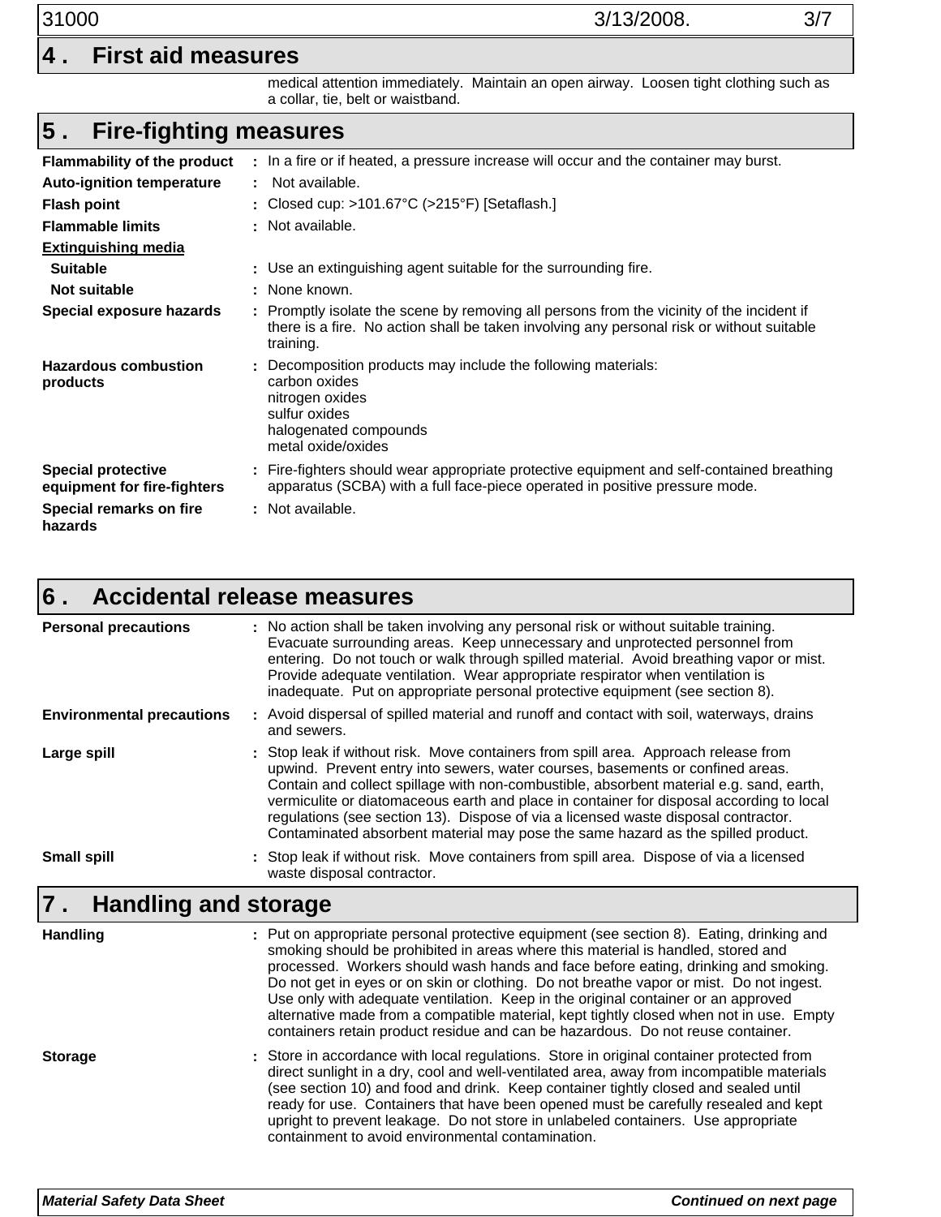## 4 . First aid measures

medical attention immediately. Maintain an open airway. Loosen tight clothing such as a collar, tie, belt or waistband.

## 5 . Fire-fighting measures

**Flammability of the product** : In a fire or if heated, a pressure increase will occur and the container may burst.

**Auto-ignition temperature** : Not available.

**Flash point** : Closed cup: >101.67°C (>215°F) [Setaflash.]

**Flammable limits** : Not available.

**Extinguishing media**

**Suitable** : Use an extinguishing agent suitable for the surrounding fire.

**Not suitable** : None known.

**Special exposure hazards** : Promptly isolate the scene by removing all persons from the vicinity of the incident if there is a fire. No action shall be taken involving any personal risk or without suitable training.

**Hazardous combustion products** : Decomposition products may include the following materials:
carbon oxides
nitrogen oxides
sulfur oxides
halogenated compounds
metal oxide/oxides

**Special protective equipment for fire-fighters** : Fire-fighters should wear appropriate protective equipment and self-contained breathing apparatus (SCBA) with a full face-piece operated in positive pressure mode.

**Special remarks on fire hazards** : Not available.

## 6 . Accidental release measures

**Personal precautions** : No action shall be taken involving any personal risk or without suitable training. Evacuate surrounding areas. Keep unnecessary and unprotected personnel from entering. Do not touch or walk through spilled material. Avoid breathing vapor or mist. Provide adequate ventilation. Wear appropriate respirator when ventilation is inadequate. Put on appropriate personal protective equipment (see section 8).

**Environmental precautions** : Avoid dispersal of spilled material and runoff and contact with soil, waterways, drains and sewers.

**Large spill** : Stop leak if without risk. Move containers from spill area. Approach release from upwind. Prevent entry into sewers, water courses, basements or confined areas. Contain and collect spillage with non-combustible, absorbent material e.g. sand, earth, vermiculite or diatomaceous earth and place in container for disposal according to local regulations (see section 13). Dispose of via a licensed waste disposal contractor. Contaminated absorbent material may pose the same hazard as the spilled product.

**Small spill** : Stop leak if without risk. Move containers from spill area. Dispose of via a licensed waste disposal contractor.

## 7 . Handling and storage

**Handling** : Put on appropriate personal protective equipment (see section 8). Eating, drinking and smoking should be prohibited in areas where this material is handled, stored and processed. Workers should wash hands and face before eating, drinking and smoking. Do not get in eyes or on skin or clothing. Do not breathe vapor or mist. Do not ingest. Use only with adequate ventilation. Keep in the original container or an approved alternative made from a compatible material, kept tightly closed when not in use. Empty containers retain product residue and can be hazardous. Do not reuse container.

**Storage** : Store in accordance with local regulations. Store in original container protected from direct sunlight in a dry, cool and well-ventilated area, away from incompatible materials (see section 10) and food and drink. Keep container tightly closed and sealed until ready for use. Containers that have been opened must be carefully resealed and kept upright to prevent leakage. Do not store in unlabeled containers. Use appropriate containment to avoid environmental contamination.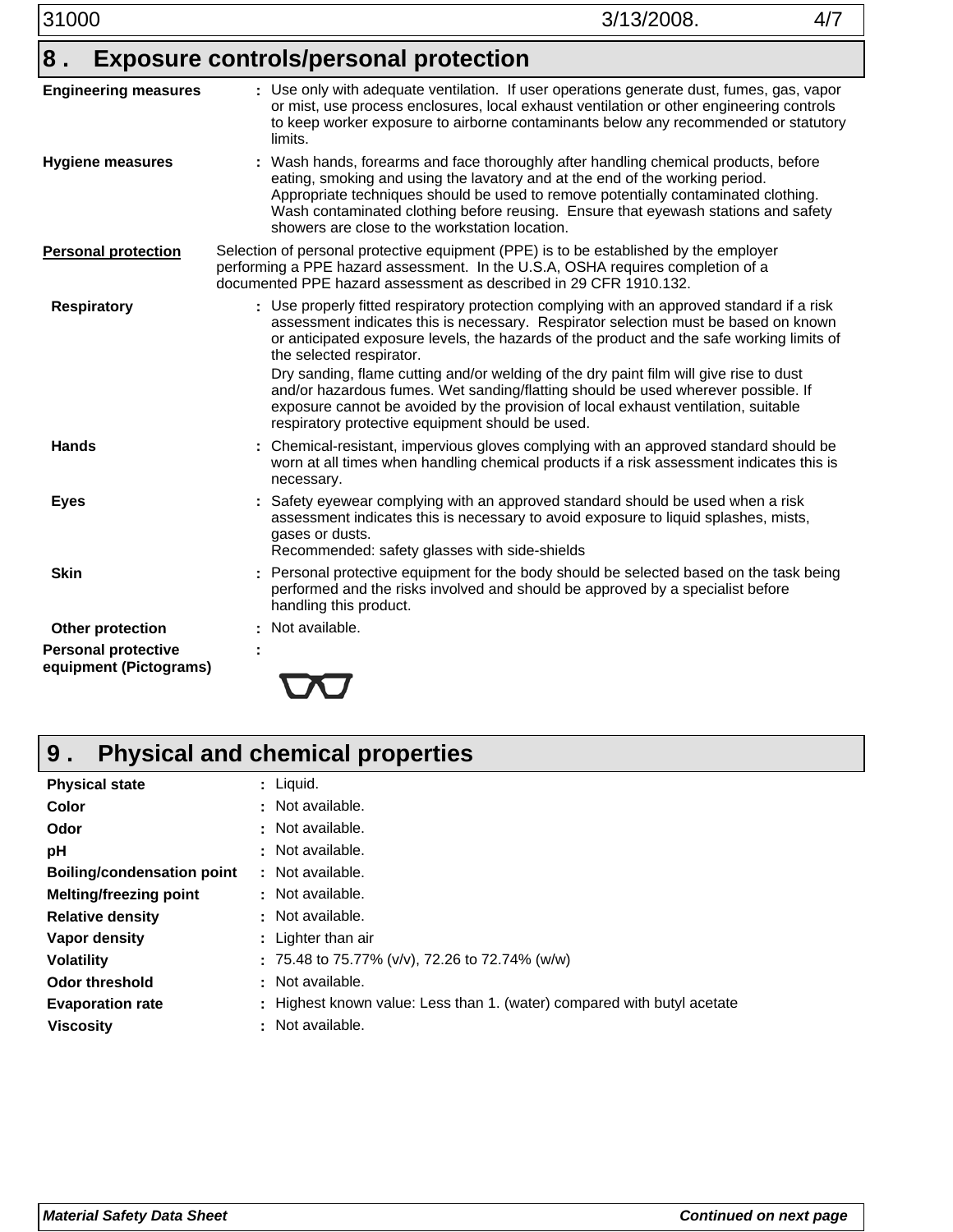## 8 . Exposure controls/personal protection

**Engineering measures** : Use only with adequate ventilation. If user operations generate dust, fumes, gas, vapor or mist, use process enclosures, local exhaust ventilation or other engineering controls to keep worker exposure to airborne contaminants below any recommended or statutory limits.

**Hygiene measures** : Wash hands, forearms and face thoroughly after handling chemical products, before eating, smoking and using the lavatory and at the end of the working period. Appropriate techniques should be used to remove potentially contaminated clothing. Wash contaminated clothing before reusing. Ensure that eyewash stations and safety showers are close to the workstation location.

**Personal protection**

Selection of personal protective equipment (PPE) is to be established by the employer performing a PPE hazard assessment. In the U.S.A, OSHA requires completion of a documented PPE hazard assessment as described in 29 CFR 1910.132.

**Respiratory** : Use properly fitted respiratory protection complying with an approved standard if a risk assessment indicates this is necessary. Respirator selection must be based on known or anticipated exposure levels, the hazards of the product and the safe working limits of the selected respirator.
Dry sanding, flame cutting and/or welding of the dry paint film will give rise to dust and/or hazardous fumes. Wet sanding/flatting should be used wherever possible. If exposure cannot be avoided by the provision of local exhaust ventilation, suitable respiratory protective equipment should be used.

**Hands** : Chemical-resistant, impervious gloves complying with an approved standard should be worn at all times when handling chemical products if a risk assessment indicates this is necessary.

**Eyes** : Safety eyewear complying with an approved standard should be used when a risk assessment indicates this is necessary to avoid exposure to liquid splashes, mists, gases or dusts.
Recommended: safety glasses with side-shields

**Skin** : Personal protective equipment for the body should be selected based on the task being performed and the risks involved and should be approved by a specialist before handling this product.

**Other protection** : Not available.

**Personal protective equipment (Pictograms)** :

## 9 . Physical and chemical properties

| | |
|---|---|
| **Physical state** | : Liquid. |
| **Color** | : Not available. |
| **Odor** | : Not available. |
| **pH** | : Not available. |
| **Boiling/condensation point** | : Not available. |
| **Melting/freezing point** | : Not available. |
| **Relative density** | : Not available. |
| **Vapor density** | : Lighter than air |
| **Volatility** | : 75.48 to 75.77% (v/v), 72.26 to 72.74% (w/w) |
| **Odor threshold** | : Not available. |
| **Evaporation rate** | : Highest known value: Less than 1. (water) compared with butyl acetate |
| **Viscosity** | : Not available. |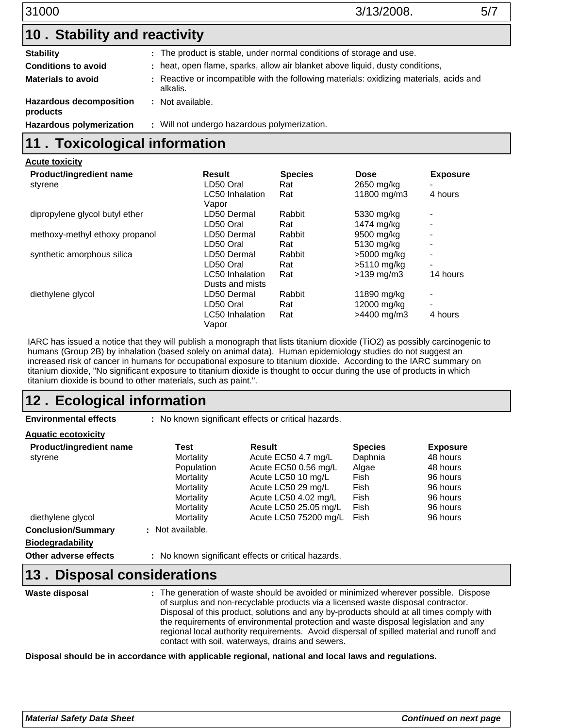## 10 . Stability and reactivity

**Stability** : The product is stable, under normal conditions of storage and use.

**Conditions to avoid** : heat, open flame, sparks, allow air blanket above liquid, dusty conditions,

**Materials to avoid** : Reactive or incompatible with the following materials: oxidizing materials, acids and alkalis.

**Hazardous decomposition products** : Not available.

**Hazardous polymerization** : Will not undergo hazardous polymerization.

## 11 . Toxicological information

**Acute toxicity**

| Product/ingredient name | Result | Species | Dose | Exposure |
|---|---|---|---|---|
| styrene | LD50 Oral | Rat | 2650 mg/kg | - |
| | LC50 Inhalation Vapor | Rat | 11800 mg/m3 | 4 hours |
| dipropylene glycol butyl ether | LD50 Dermal | Rabbit | 5330 mg/kg | - |
| | LD50 Oral | Rat | 1474 mg/kg | - |
| methoxy-methyl ethoxy propanol | LD50 Dermal | Rabbit | 9500 mg/kg | - |
| | LD50 Oral | Rat | 5130 mg/kg | - |
| synthetic amorphous silica | LD50 Dermal | Rabbit | >5000 mg/kg | - |
| | LD50 Oral | Rat | >5110 mg/kg | - |
| | LC50 Inhalation Dusts and mists | Rat | >139 mg/m3 | 14 hours |
| diethylene glycol | LD50 Dermal | Rabbit | 11890 mg/kg | - |
| | LD50 Oral | Rat | 12000 mg/kg | - |
| | LC50 Inhalation Vapor | Rat | >4400 mg/m3 | 4 hours |

IARC has issued a notice that they will publish a monograph that lists titanium dioxide ($TiO_2$) as possibly carcinogenic to humans (Group 2B) by inhalation (based solely on animal data). Human epidemiology studies do not suggest an increased risk of cancer in humans for occupational exposure to titanium dioxide. According to the IARC summary on titanium dioxide, "No significant exposure to titanium dioxide is thought to occur during the use of products in which titanium dioxide is bound to other materials, such as paint.".

## 12 . Ecological information

**Environmental effects** : No known significant effects or critical hazards.

**Aquatic ecotoxicity**

| Product/ingredient name | Test | Result | Species | Exposure |
|---|---|---|---|---|
| styrene | Mortality | Acute EC50 4.7 mg/L | Daphnia | 48 hours |
| | Population | Acute EC50 0.56 mg/L | Algae | 48 hours |
| | Mortality | Acute LC50 10 mg/L | Fish | 96 hours |
| | Mortality | Acute LC50 29 mg/L | Fish | 96 hours |
| | Mortality | Acute LC50 4.02 mg/L | Fish | 96 hours |
| | Mortality | Acute LC50 25.05 mg/L | Fish | 96 hours |
| diethylene glycol | Mortality | Acute LC50 75200 mg/L | Fish | 96 hours |

**Conclusion/Summary** : Not available.

**Biodegradability**

**Other adverse effects** : No known significant effects or critical hazards.

## 13 . Disposal considerations

**Waste disposal** : The generation of waste should be avoided or minimized wherever possible. Dispose of surplus and non-recyclable products via a licensed waste disposal contractor. Disposal of this product, solutions and any by-products should at all times comply with the requirements of environmental protection and waste disposal legislation and any regional local authority requirements. Avoid dispersal of spilled material and runoff and contact with soil, waterways, drains and sewers.

**Disposal should be in accordance with applicable regional, national and local laws and regulations.**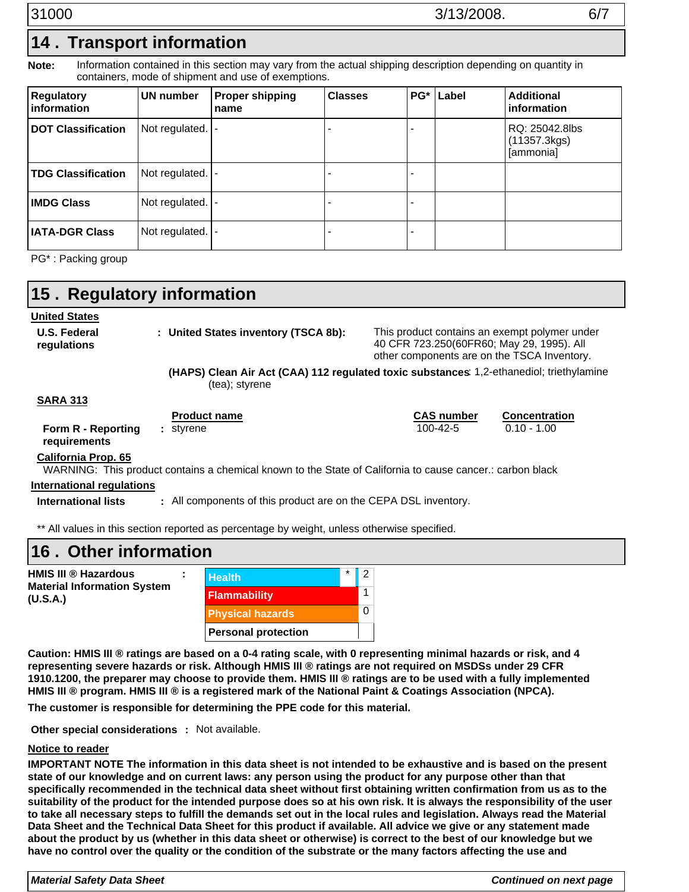## 14 . Transport information

**Note:** Information contained in this section may vary from the actual shipping description depending on quantity in containers, mode of shipment and use of exemptions.

| Regulatory information | UN number | Proper shipping name | Classes | PG* | Label | Additional information |
|---|---|---|---|---|---|---|
| **DOT Classification** | Not regulated. | - | - | - | | RQ: 25042.8lbs (11357.3kgs) [ammonia] |
| **TDG Classification** | Not regulated. | - | - | - | | |
| **IMDG Class** | Not regulated. | - | - | - | | |
| **IATA-DGR Class** | Not regulated. | - | - | - | | |

PG* : Packing group

## 15 . Regulatory information

**United States**

**U.S. Federal regulations** : **United States inventory (TSCA 8b):** This product contains an exempt polymer under 40 CFR 723.250(60FR60; May 29, 1995). All other components are on the TSCA Inventory.

**(HAPS) Clean Air Act (CAA) 112 regulated toxic substances**: 1,2-ethanediol; triethylamine (tea); styrene

**SARA 313**

| | Product name | CAS number | Concentration |
|---|---|---|---|
| **Form R - Reporting requirements** : | styrene | 100-42-5 | 0.10 - 1.00 |

**California Prop. 65**

WARNING: This product contains a chemical known to the State of California to cause cancer.: carbon black

**International regulations**

**International lists** : All components of this product are on the CEPA DSL inventory.

** All values in this section reported as percentage by weight, unless otherwise specified.

## 16 . Other information

**HMIS III ® Hazardous Material Information System (U.S.A.)** :

| | | |
|---|---|---|
| Health | * | 2 |
| Flammability | | 1 |
| Physical hazards | | 0 |
| Personal protection | | |

**Caution: HMIS III ® ratings are based on a 0-4 rating scale, with 0 representing minimal hazards or risk, and 4 representing severe hazards or risk. Although HMIS III ® ratings are not required on MSDSs under 29 CFR 1910.1200, the preparer may choose to provide them. HMIS III ® ratings are to be used with a fully implemented HMIS III ® program. HMIS III ® is a registered mark of the National Paint & Coatings Association (NPCA).**

**The customer is responsible for determining the PPE code for this material.**

**Other special considerations** : Not available.

**Notice to reader**

**IMPORTANT NOTE The information in this data sheet is not intended to be exhaustive and is based on the present state of our knowledge and on current laws: any person using the product for any purpose other than that specifically recommended in the technical data sheet without first obtaining written confirmation from us as to the suitability of the product for the intended purpose does so at his own risk. It is always the responsibility of the user to take all necessary steps to fulfill the demands set out in the local rules and legislation. Always read the Material Data Sheet and the Technical Data Sheet for this product if available. All advice we give or any statement made about the product by us (whether in this data sheet or otherwise) is correct to the best of our knowledge but we have no control over the quality or the condition of the substrate or the many factors affecting the use and**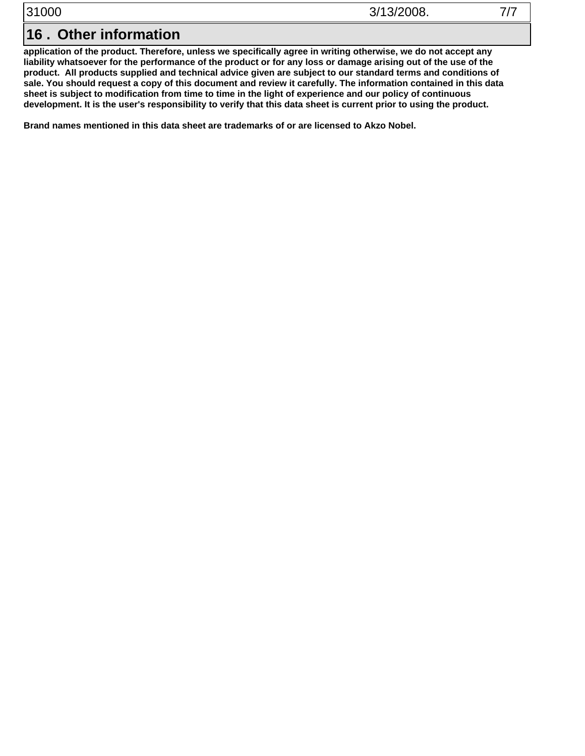## 16 . Other information

**application of the product. Therefore, unless we specifically agree in writing otherwise, we do not accept any liability whatsoever for the performance of the product or for any loss or damage arising out of the use of the product. All products supplied and technical advice given are subject to our standard terms and conditions of sale. You should request a copy of this document and review it carefully. The information contained in this data sheet is subject to modification from time to time in the light of experience and our policy of continuous development. It is the user's responsibility to verify that this data sheet is current prior to using the product.**

**Brand names mentioned in this data sheet are trademarks of or are licensed to Akzo Nobel.**